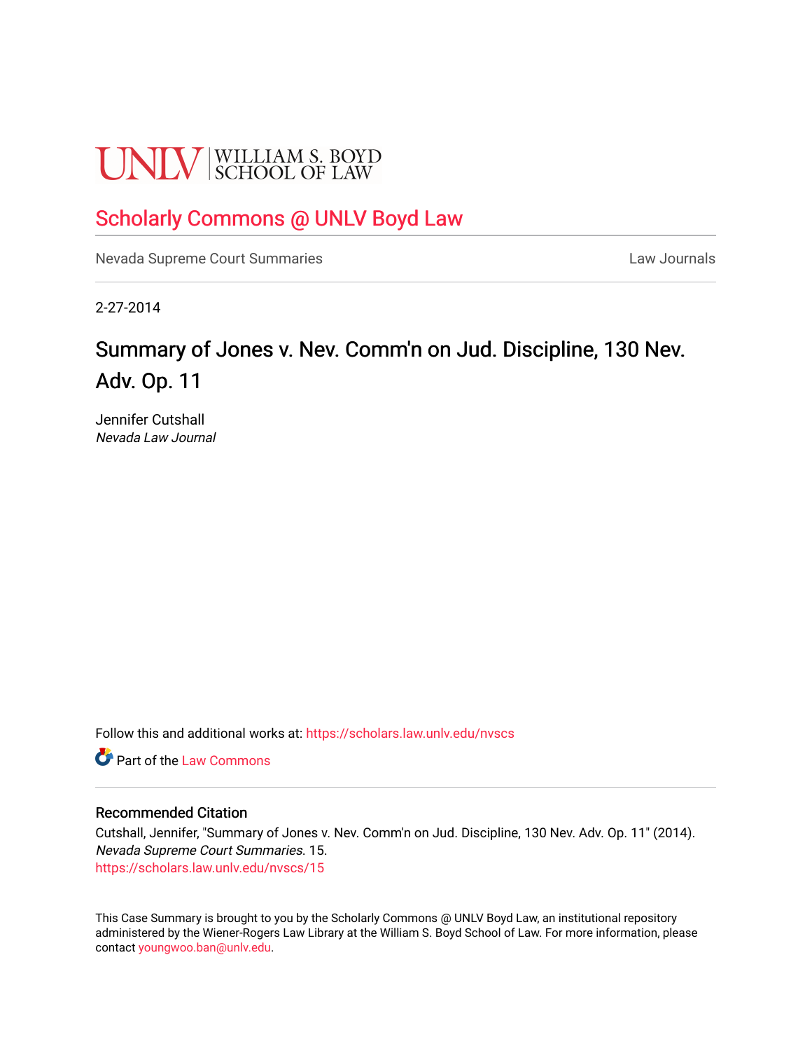UNLV | WILLIAM S. BOYD SCHOOL OF LAW

# Scholarly Commons @ UNLV Boyd Law

Nevada Supreme Court Summaries | Law Journals

2-27-2014

## Summary of Jones v. Nev. Comm'n on Jud. Discipline, 130 Nev. Adv. Op. 11

Jennifer Cutshall
*Nevada Law Journal*

Follow this and additional works at: https://scholars.law.unlv.edu/nvscs

Part of the Law Commons

### Recommended Citation

Cutshall, Jennifer, "Summary of Jones v. Nev. Comm'n on Jud. Discipline, 130 Nev. Adv. Op. 11" (2014). *Nevada Supreme Court Summaries*. 15.
https://scholars.law.unlv.edu/nvscs/15

This Case Summary is brought to you by the Scholarly Commons @ UNLV Boyd Law, an institutional repository administered by the Wiener-Rogers Law Library at the William S. Boyd School of Law. For more information, please contact youngwoo.ban@unlv.edu.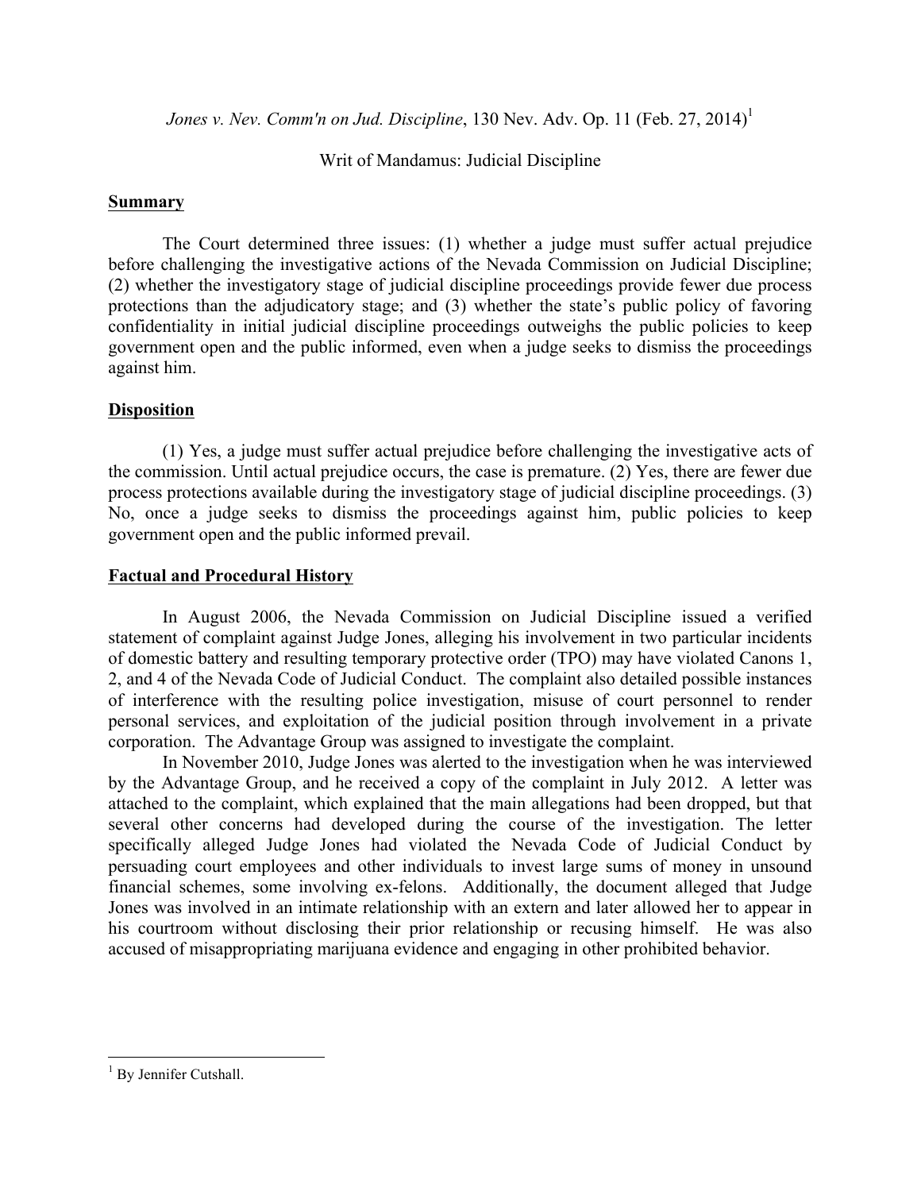*Jones v. Nev. Comm'n on Jud. Discipline*, 130 Nev. Adv. Op. 11 (Feb. 27, 2014)[1]

Writ of Mandamus: Judicial Discipline

## Summary

The Court determined three issues: (1) whether a judge must suffer actual prejudice before challenging the investigative actions of the Nevada Commission on Judicial Discipline; (2) whether the investigatory stage of judicial discipline proceedings provide fewer due process protections than the adjudicatory stage; and (3) whether the state's public policy of favoring confidentiality in initial judicial discipline proceedings outweighs the public policies to keep government open and the public informed, even when a judge seeks to dismiss the proceedings against him.

## Disposition

(1) Yes, a judge must suffer actual prejudice before challenging the investigative acts of the commission. Until actual prejudice occurs, the case is premature. (2) Yes, there are fewer due process protections available during the investigatory stage of judicial discipline proceedings. (3) No, once a judge seeks to dismiss the proceedings against him, public policies to keep government open and the public informed prevail.

## Factual and Procedural History

In August 2006, the Nevada Commission on Judicial Discipline issued a verified statement of complaint against Judge Jones, alleging his involvement in two particular incidents of domestic battery and resulting temporary protective order (TPO) may have violated Canons 1, 2, and 4 of the Nevada Code of Judicial Conduct. The complaint also detailed possible instances of interference with the resulting police investigation, misuse of court personnel to render personal services, and exploitation of the judicial position through involvement in a private corporation. The Advantage Group was assigned to investigate the complaint.

In November 2010, Judge Jones was alerted to the investigation when he was interviewed by the Advantage Group, and he received a copy of the complaint in July 2012. A letter was attached to the complaint, which explained that the main allegations had been dropped, but that several other concerns had developed during the course of the investigation. The letter specifically alleged Judge Jones had violated the Nevada Code of Judicial Conduct by persuading court employees and other individuals to invest large sums of money in unsound financial schemes, some involving ex-felons. Additionally, the document alleged that Judge Jones was involved in an intimate relationship with an extern and later allowed her to appear in his courtroom without disclosing their prior relationship or recusing himself. He was also accused of misappropriating marijuana evidence and engaging in other prohibited behavior.

---

[1] By Jennifer Cutshall.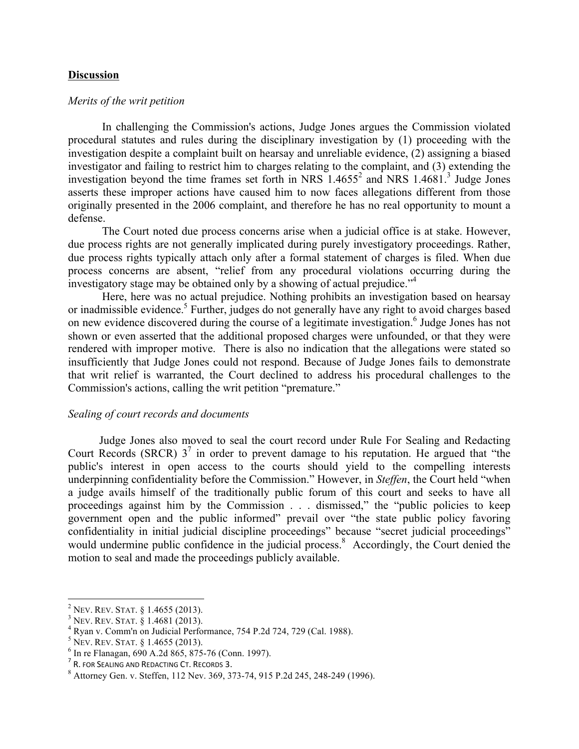## **Discussion**

*Merits of the writ petition*

In challenging the Commission's actions, Judge Jones argues the Commission violated procedural statutes and rules during the disciplinary investigation by (1) proceeding with the investigation despite a complaint built on hearsay and unreliable evidence, (2) assigning a biased investigator and failing to restrict him to charges relating to the complaint, and (3) extending the investigation beyond the time frames set forth in NRS 1.4655[2] and NRS 1.4681.[3] Judge Jones asserts these improper actions have caused him to now faces allegations different from those originally presented in the 2006 complaint, and therefore he has no real opportunity to mount a defense.

The Court noted due process concerns arise when a judicial office is at stake. However, due process rights are not generally implicated during purely investigatory proceedings. Rather, due process rights typically attach only after a formal statement of charges is filed. When due process concerns are absent, "relief from any procedural violations occurring during the investigatory stage may be obtained only by a showing of actual prejudice."[4]

Here, here was no actual prejudice. Nothing prohibits an investigation based on hearsay or inadmissible evidence.[5] Further, judges do not generally have any right to avoid charges based on new evidence discovered during the course of a legitimate investigation.[6] Judge Jones has not shown or even asserted that the additional proposed charges were unfounded, or that they were rendered with improper motive. There is also no indication that the allegations were stated so insufficiently that Judge Jones could not respond. Because of Judge Jones fails to demonstrate that writ relief is warranted, the Court declined to address his procedural challenges to the Commission's actions, calling the writ petition "premature."

*Sealing of court records and documents*

Judge Jones also moved to seal the court record under Rule For Sealing and Redacting Court Records (SRCR) 3[7] in order to prevent damage to his reputation. He argued that "the public's interest in open access to the courts should yield to the compelling interests underpinning confidentiality before the Commission." However, in *Steffen*, the Court held "when a judge avails himself of the traditionally public forum of this court and seeks to have all proceedings against him by the Commission . . . dismissed," the "public policies to keep government open and the public informed" prevail over "the state public policy favoring confidentiality in initial judicial discipline proceedings" because "secret judicial proceedings" would undermine public confidence in the judicial process.[8] Accordingly, the Court denied the motion to seal and made the proceedings publicly available.

---

[2] NEV. REV. STAT. § 1.4655 (2013).
[3] NEV. REV. STAT. § 1.4681 (2013).
[4] Ryan v. Comm'n on Judicial Performance, 754 P.2d 724, 729 (Cal. 1988).
[5] NEV. REV. STAT. § 1.4655 (2013).
[6] In re Flanagan, 690 A.2d 865, 875-76 (Conn. 1997).
[7] R. FOR SEALING AND REDACTING CT. RECORDS 3.
[8] Attorney Gen. v. Steffen, 112 Nev. 369, 373-74, 915 P.2d 245, 248-249 (1996).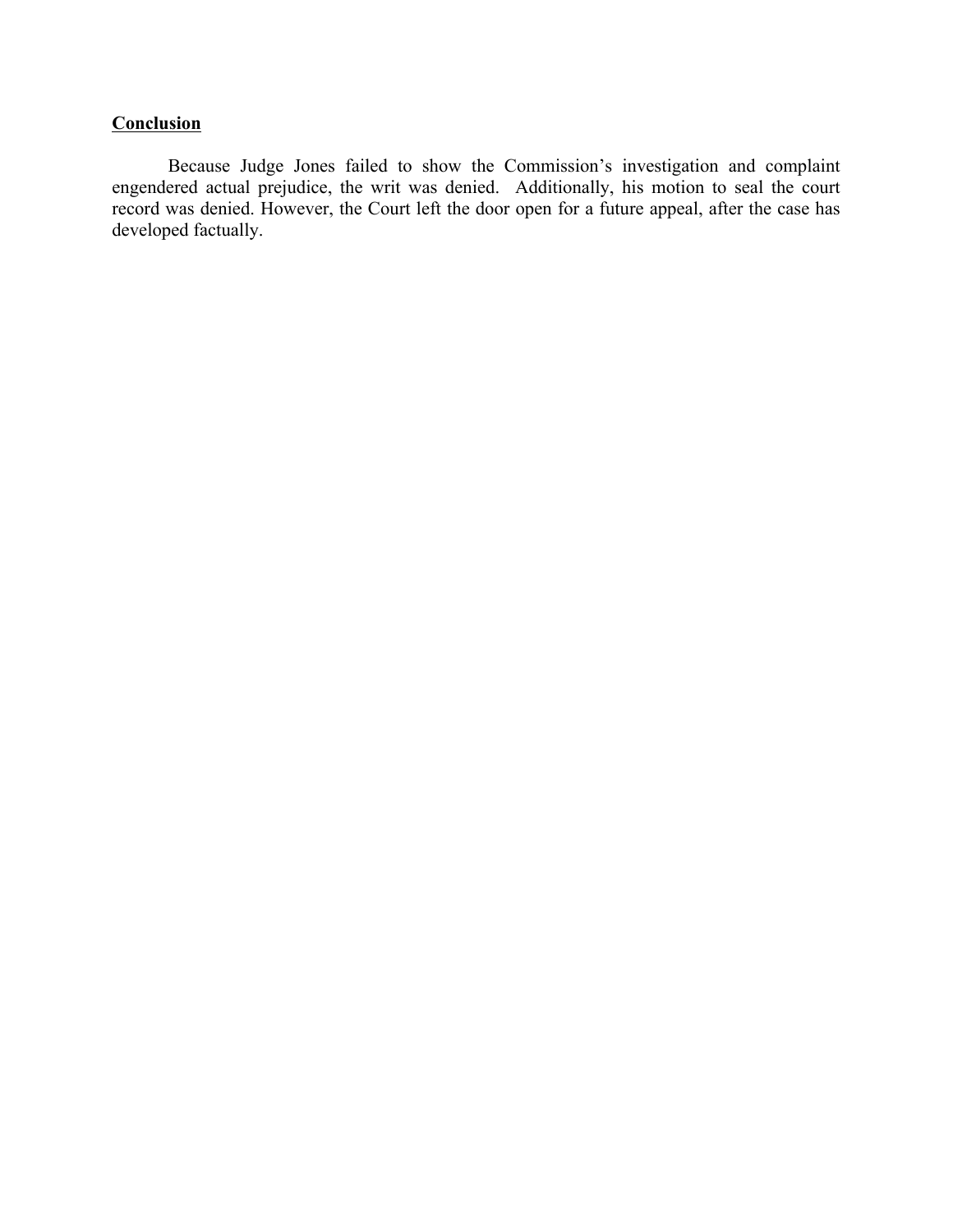**<u>Conclusion</u>**

Because Judge Jones failed to show the Commission's investigation and complaint engendered actual prejudice, the writ was denied. Additionally, his motion to seal the court record was denied. However, the Court left the door open for a future appeal, after the case has developed factually.